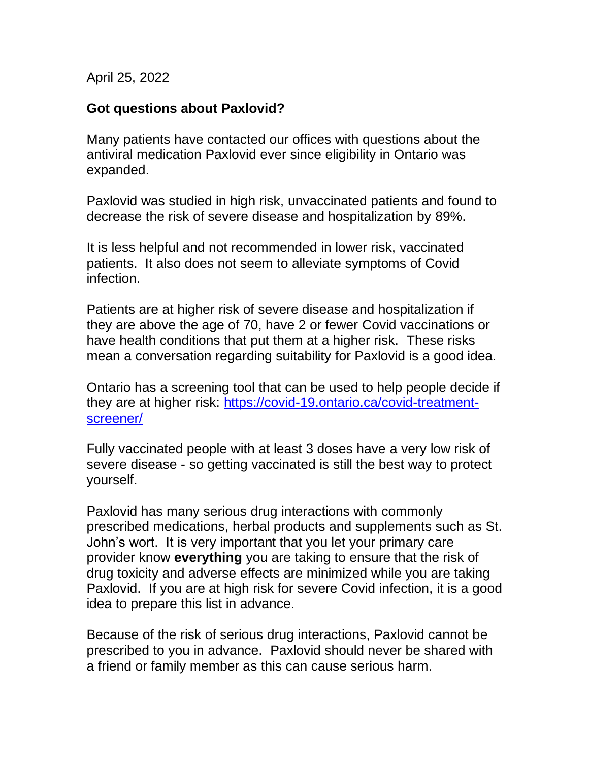April 25, 2022

**Got questions about Paxlovid?**

Many patients have contacted our offices with questions about the antiviral medication Paxlovid ever since eligibility in Ontario was expanded.

Paxlovid was studied in high risk, unvaccinated patients and found to decrease the risk of severe disease and hospitalization by 89%.

It is less helpful and not recommended in lower risk, vaccinated patients. It also does not seem to alleviate symptoms of Covid infection.

Patients are at higher risk of severe disease and hospitalization if they are above the age of 70, have 2 or fewer Covid vaccinations or have health conditions that put them at a higher risk. These risks mean a conversation regarding suitability for Paxlovid is a good idea.

Ontario has a screening tool that can be used to help people decide if they are at higher risk: [https://covid-19.ontario.ca/covid-treatment-screener/](https://covid-19.ontario.ca/covid-treatment-screener/)

Fully vaccinated people with at least 3 doses have a very low risk of severe disease - so getting vaccinated is still the best way to protect yourself.

Paxlovid has many serious drug interactions with commonly prescribed medications, herbal products and supplements such as St. John's wort. It is very important that you let your primary care provider know **everything** you are taking to ensure that the risk of drug toxicity and adverse effects are minimized while you are taking Paxlovid. If you are at high risk for severe Covid infection, it is a good idea to prepare this list in advance.

Because of the risk of serious drug interactions, Paxlovid cannot be prescribed to you in advance. Paxlovid should never be shared with a friend or family member as this can cause serious harm.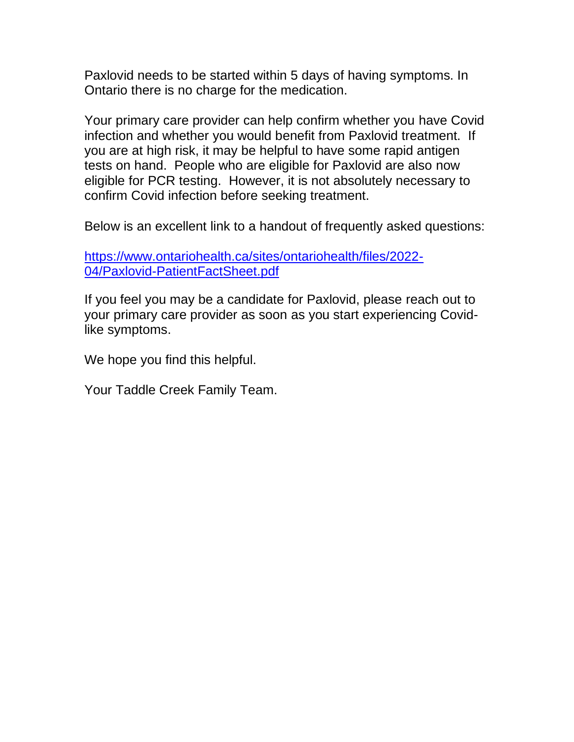Paxlovid needs to be started within 5 days of having symptoms. In Ontario there is no charge for the medication.

Your primary care provider can help confirm whether you have Covid infection and whether you would benefit from Paxlovid treatment. If you are at high risk, it may be helpful to have some rapid antigen tests on hand. People who are eligible for Paxlovid are also now eligible for PCR testing. However, it is not absolutely necessary to confirm Covid infection before seeking treatment.

Below is an excellent link to a handout of frequently asked questions:

[https://www.ontariohealth.ca/sites/ontariohealth/files/2022-04/Paxlovid-PatientFactSheet.pdf](https://www.ontariohealth.ca/sites/ontariohealth/files/2022-04/Paxlovid-PatientFactSheet.pdf)

If you feel you may be a candidate for Paxlovid, please reach out to your primary care provider as soon as you start experiencing Covid-like symptoms.

We hope you find this helpful.

Your Taddle Creek Family Team.